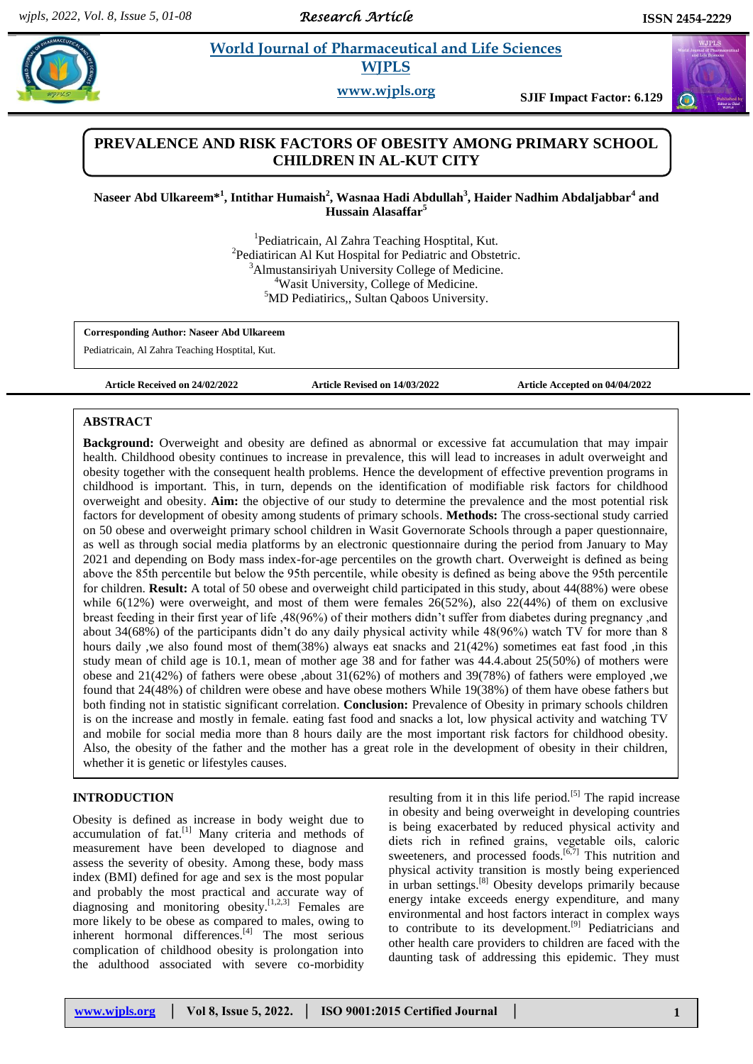# PREVALENCE AND RISK FACTORS OF OBESITY AMONG PRIMARY SCHOOL CHILDREN IN AL-KUT CITY

**Naseer Abd Ulkareem*[1], Intithar Humaish[2], Wasnaa Hadi Abdullah[3], Haider Nadhim Abdaljabbar[4] and Hussain Alasaffar[5]**

[1]Pediatricain, Al Zahra Teaching Hosptital, Kut.
[2]Pediatirican Al Kut Hospital for Pediatric and Obstetric.
[3]Almustansiriyah University College of Medicine.
[4]Wasit University, College of Medicine.
[5]MD Pediatrics,, Sultan Qaboos University.

**Corresponding Author: Naseer Abd Ulkareem**
Pediatricain, Al Zahra Teaching Hosptital, Kut.

**Article Received on 24/02/2022** **Article Revised on 14/03/2022** **Article Accepted on 04/04/2022**

## ABSTRACT

**Background:** Overweight and obesity are defined as abnormal or excessive fat accumulation that may impair health. Childhood obesity continues to increase in prevalence, this will lead to increases in adult overweight and obesity together with the consequent health problems. Hence the development of effective prevention programs in childhood is important. This, in turn, depends on the identification of modifiable risk factors for childhood overweight and obesity. **Aim:** the objective of our study to determine the prevalence and the most potential risk factors for development of obesity among students of primary schools. **Methods:** The cross-sectional study carried on 50 obese and overweight primary school children in Wasit Governorate Schools through a paper questionnaire, as well as through social media platforms by an electronic questionnaire during the period from January to May 2021 and depending on Body mass index-for-age percentiles on the growth chart. Overweight is defined as being above the 85th percentile but below the 95th percentile, while obesity is defined as being above the 95th percentile for children. **Result:** A total of 50 obese and overweight child participated in this study, about 44(88%) were obese while 6(12%) were overweight, and most of them were females 26(52%), also 22(44%) of them on exclusive breast feeding in their first year of life ,48(96%) of their mothers didn't suffer from diabetes during pregnancy ,and about 34(68%) of the participants didn't do any daily physical activity while 48(96%) watch TV for more than 8 hours daily ,we also found most of them(38%) always eat snacks and 21(42%) sometimes eat fast food ,in this study mean of child age is 10.1, mean of mother age 38 and for father was 44.4.about 25(50%) of mothers were obese and 21(42%) of fathers were obese ,about 31(62%) of mothers and 39(78%) of fathers were employed ,we found that 24(48%) of children were obese and have obese mothers While 19(38%) of them have obese fathers but both finding not in statistic significant correlation. **Conclusion:** Prevalence of Obesity in primary schools children is on the increase and mostly in female. eating fast food and snacks a lot, low physical activity and watching TV and mobile for social media more than 8 hours daily are the most important risk factors for childhood obesity. Also, the obesity of the father and the mother has a great role in the development of obesity in their children, whether it is genetic or lifestyles causes.

## INTRODUCTION

Obesity is defined as increase in body weight due to accumulation of fat.[1] Many criteria and methods of measurement have been developed to diagnose and assess the severity of obesity. Among these, body mass index (BMI) defined for age and sex is the most popular and probably the most practical and accurate way of diagnosing and monitoring obesity.[1,2,3] Females are more likely to be obese as compared to males, owing to inherent hormonal differences.[4] The most serious complication of childhood obesity is prolongation into the adulthood associated with severe co-morbidity resulting from it in this life period.[5] The rapid increase in obesity and being overweight in developing countries is being exacerbated by reduced physical activity and diets rich in refined grains, vegetable oils, caloric sweeteners, and processed foods.[6,7] This nutrition and physical activity transition is mostly being experienced in urban settings.[8] Obesity develops primarily because energy intake exceeds energy expenditure, and many environmental and host factors interact in complex ways to contribute to its development.[9] Pediatricians and other health care providers to children are faced with the daunting task of addressing this epidemic. They must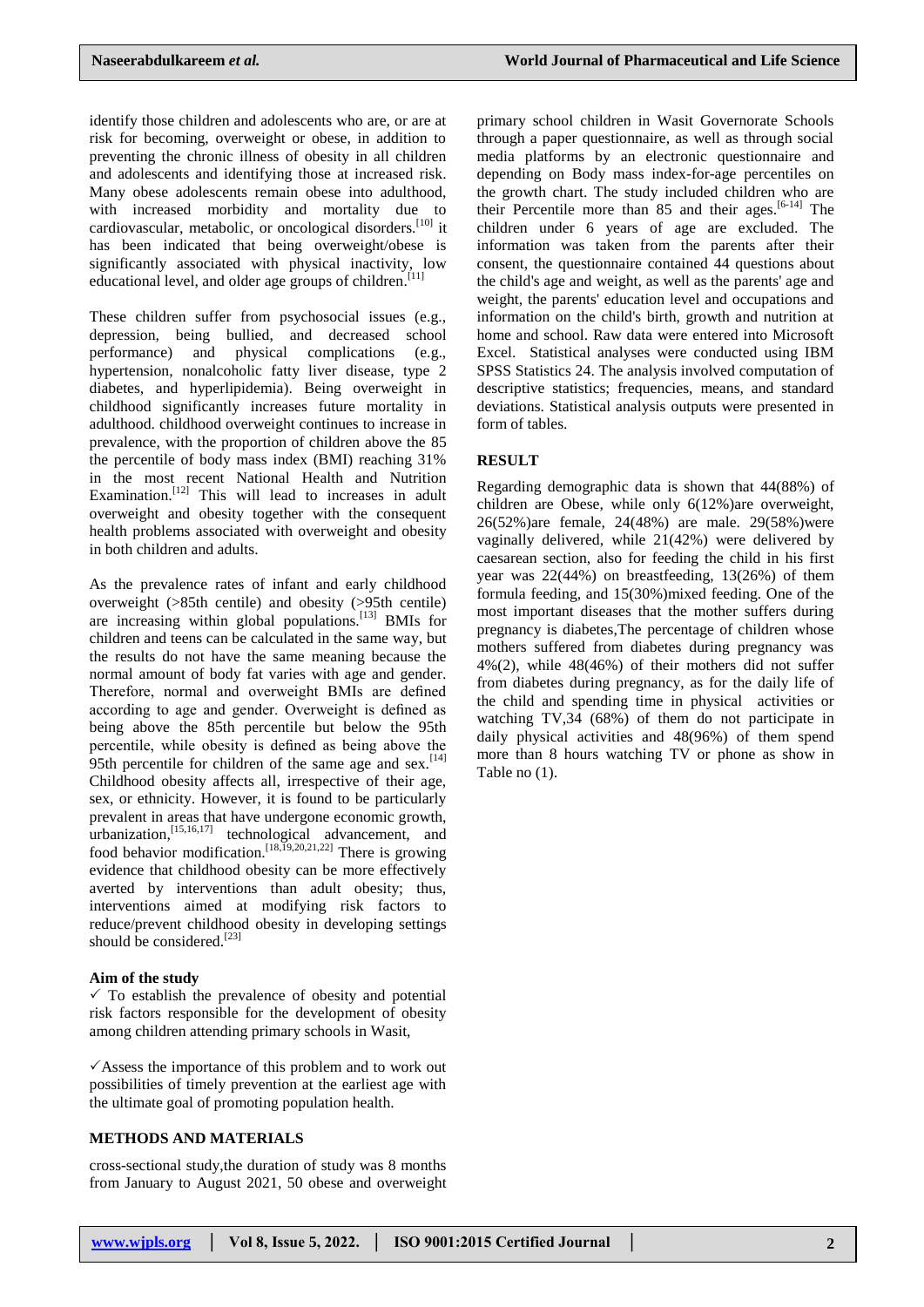identify those children and adolescents who are, or are at risk for becoming, overweight or obese, in addition to preventing the chronic illness of obesity in all children and adolescents and identifying those at increased risk. Many obese adolescents remain obese into adulthood, with increased morbidity and mortality due to cardiovascular, metabolic, or oncological disorders.[10] it has been indicated that being overweight/obese is significantly associated with physical inactivity, low educational level, and older age groups of children.[11]

These children suffer from psychosocial issues (e.g., depression, being bullied, and decreased school performance) and physical complications (e.g., hypertension, nonalcoholic fatty liver disease, type 2 diabetes, and hyperlipidemia). Being overweight in childhood significantly increases future mortality in adulthood. childhood overweight continues to increase in prevalence, with the proportion of children above the 85 the percentile of body mass index (BMI) reaching 31% in the most recent National Health and Nutrition Examination.[12] This will lead to increases in adult overweight and obesity together with the consequent health problems associated with overweight and obesity in both children and adults.

As the prevalence rates of infant and early childhood overweight (>85th centile) and obesity (>95th centile) are increasing within global populations.[13] BMIs for children and teens can be calculated in the same way, but the results do not have the same meaning because the normal amount of body fat varies with age and gender. Therefore, normal and overweight BMIs are defined according to age and gender. Overweight is defined as being above the 85th percentile but below the 95th percentile, while obesity is defined as being above the 95th percentile for children of the same age and sex.[14] Childhood obesity affects all, irrespective of their age, sex, or ethnicity. However, it is found to be particularly prevalent in areas that have undergone economic growth, urbanization,[15,16,17] technological advancement, and food behavior modification.[18,19,20,21,22] There is growing evidence that childhood obesity can be more effectively averted by interventions than adult obesity; thus, interventions aimed at modifying risk factors to reduce/prevent childhood obesity in developing settings should be considered.[23]

**Aim of the study**

✓ To establish the prevalence of obesity and potential risk factors responsible for the development of obesity among children attending primary schools in Wasit,

✓Assess the importance of this problem and to work out possibilities of timely prevention at the earliest age with the ultimate goal of promoting population health.

## METHODS AND MATERIALS

cross-sectional study,the duration of study was 8 months from January to August 2021, 50 obese and overweight primary school children in Wasit Governorate Schools through a paper questionnaire, as well as through social media platforms by an electronic questionnaire and depending on Body mass index-for-age percentiles on the growth chart. The study included children who are their Percentile more than 85 and their ages.[6-14] The children under 6 years of age are excluded. The information was taken from the parents after their consent, the questionnaire contained 44 questions about the child's age and weight, as well as the parents' age and weight, the parents' education level and occupations and information on the child's birth, growth and nutrition at home and school. Raw data were entered into Microsoft Excel. Statistical analyses were conducted using IBM SPSS Statistics 24. The analysis involved computation of descriptive statistics; frequencies, means, and standard deviations. Statistical analysis outputs were presented in form of tables.

## RESULT

Regarding demographic data is shown that 44(88%) of children are Obese, while only 6(12%)are overweight, 26(52%)are female, 24(48%) are male. 29(58%)were vaginally delivered, while 21(42%) were delivered by caesarean section, also for feeding the child in his first year was 22(44%) on breastfeeding, 13(26%) of them formula feeding, and 15(30%)mixed feeding. One of the most important diseases that the mother suffers during pregnancy is diabetes,The percentage of children whose mothers suffered from diabetes during pregnancy was 4%(2), while 48(46%) of their mothers did not suffer from diabetes during pregnancy, as for the daily life of the child and spending time in physical activities or watching TV,34 (68%) of them do not participate in daily physical activities and 48(96%) of them spend more than 8 hours watching TV or phone as show in Table no (1).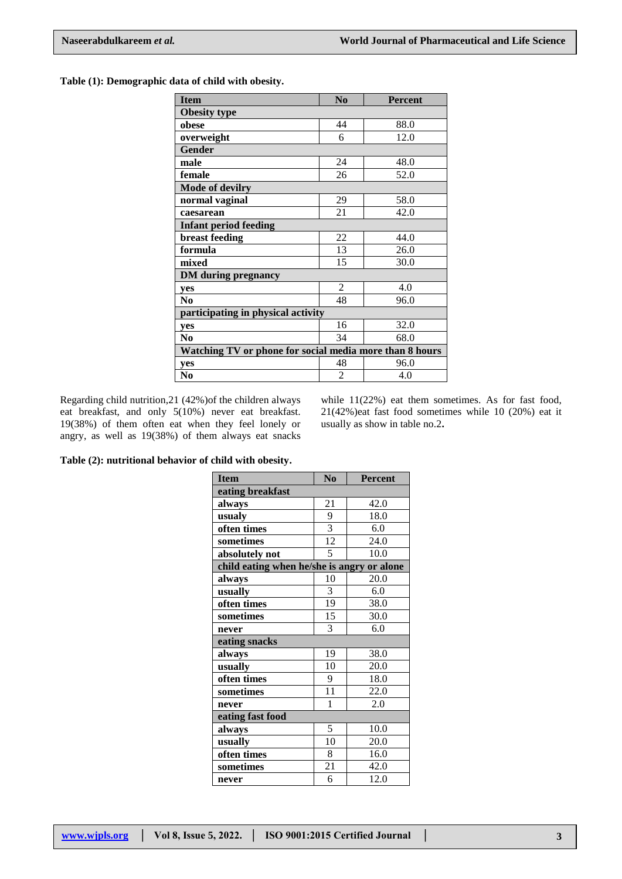**Table (1): Demographic data of child with obesity.**

| Item | No | Percent |
|---|---|---|
| **Obesity type** | | |
| obese | 44 | 88.0 |
| overweight | 6 | 12.0 |
| **Gender** | | |
| male | 24 | 48.0 |
| female | 26 | 52.0 |
| **Mode of devilry** | | |
| normal vaginal | 29 | 58.0 |
| caesarean | 21 | 42.0 |
| **Infant period feeding** | | |
| breast feeding | 22 | 44.0 |
| formula | 13 | 26.0 |
| mixed | 15 | 30.0 |
| **DM during pregnancy** | | |
| yes | 2 | 4.0 |
| No | 48 | 96.0 |
| **participating in physical activity** | | |
| yes | 16 | 32.0 |
| No | 34 | 68.0 |
| **Watching TV or phone for social media more than 8 hours** | | |
| yes | 48 | 96.0 |
| No | 2 | 4.0 |

Regarding child nutrition,21 (42%)of the children always eat breakfast, and only 5(10%) never eat breakfast. 19(38%) of them often eat when they feel lonely or angry, as well as 19(38%) of them always eat snacks while 11(22%) eat them sometimes. As for fast food, 21(42%)eat fast food sometimes while 10 (20%) eat it usually as show in table no.2**.**

**Table (2): nutritional behavior of child with obesity.**

| Item | No | Percent |
|---|---|---|
| **eating breakfast** | | |
| always | 21 | 42.0 |
| usualy | 9 | 18.0 |
| often times | 3 | 6.0 |
| sometimes | 12 | 24.0 |
| absolutely not | 5 | 10.0 |
| **child eating when he/she is angry or alone** | | |
| always | 10 | 20.0 |
| usually | 3 | 6.0 |
| often times | 19 | 38.0 |
| sometimes | 15 | 30.0 |
| never | 3 | 6.0 |
| **eating snacks** | | |
| always | 19 | 38.0 |
| usually | 10 | 20.0 |
| often times | 9 | 18.0 |
| sometimes | 11 | 22.0 |
| never | 1 | 2.0 |
| **eating fast food** | | |
| always | 5 | 10.0 |
| usually | 10 | 20.0 |
| often times | 8 | 16.0 |
| sometimes | 21 | 42.0 |
| never | 6 | 12.0 |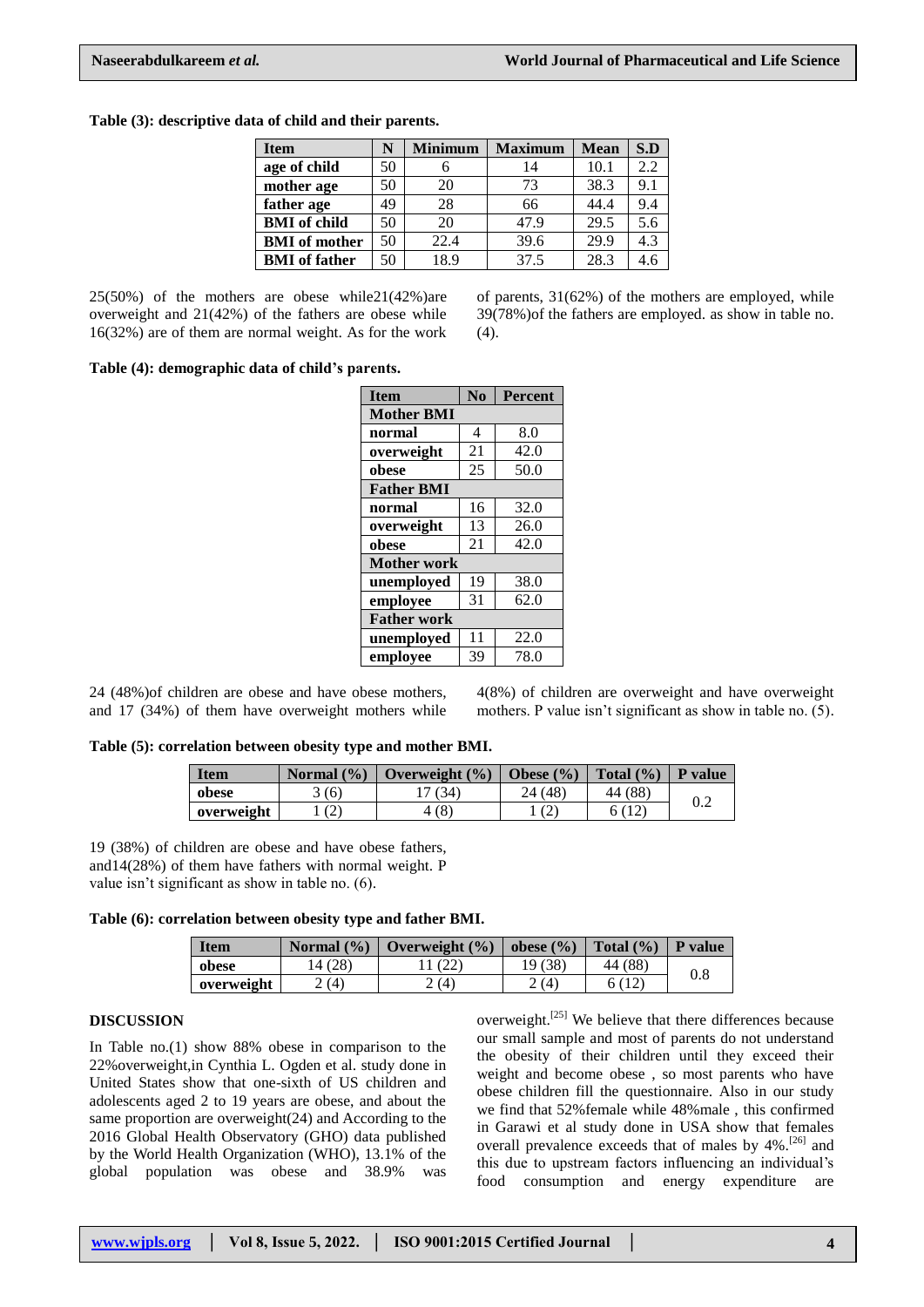**Table (3): descriptive data of child and their parents.**

| Item | N | Minimum | Maximum | Mean | S.D |
|---|---|---|---|---|---|
| **age of child** | 50 | 6 | 14 | 10.1 | 2.2 |
| **mother age** | 50 | 20 | 73 | 38.3 | 9.1 |
| **father age** | 49 | 28 | 66 | 44.4 | 9.4 |
| **BMI of child** | 50 | 20 | 47.9 | 29.5 | 5.6 |
| **BMI of mother** | 50 | 22.4 | 39.6 | 29.9 | 4.3 |
| **BMI of father** | 50 | 18.9 | 37.5 | 28.3 | 4.6 |

25(50%) of the mothers are obese while21(42%)are overweight and 21(42%) of the fathers are obese while 16(32%) are of them are normal weight. As for the work of parents, 31(62%) of the mothers are employed, while 39(78%)of the fathers are employed. as show in table no. (4).

**Table (4): demographic data of child's parents.**

| Item | No | Percent |
|---|---|---|
| **Mother BMI** | | |
| **normal** | 4 | 8.0 |
| **overweight** | 21 | 42.0 |
| **obese** | 25 | 50.0 |
| **Father BMI** | | |
| **normal** | 16 | 32.0 |
| **overweight** | 13 | 26.0 |
| **obese** | 21 | 42.0 |
| **Mother work** | | |
| **unemployed** | 19 | 38.0 |
| **employee** | 31 | 62.0 |
| **Father work** | | |
| **unemployed** | 11 | 22.0 |
| **employee** | 39 | 78.0 |

24 (48%)of children are obese and have obese mothers, and 17 (34%) of them have overweight mothers while 4(8%) of children are overweight and have overweight mothers. P value isn't significant as show in table no. (5).

**Table (5): correlation between obesity type and mother BMI.**

| Item | Normal (%) | Overweight (%) | Obese (%) | Total (%) | P value |
|---|---|---|---|---|---|
| **obese** | 3 (6) | 17 (34) | 24 (48) | 44 (88) | 0.2 |
| **overweight** | 1 (2) | 4 (8) | 1 (2) | 6 (12) | |

19 (38%) of children are obese and have obese fathers, and14(28%) of them have fathers with normal weight. P value isn't significant as show in table no. (6).

**Table (6): correlation between obesity type and father BMI.**

| Item | Normal (%) | Overweight (%) | obese (%) | Total (%) | P value |
|---|---|---|---|---|---|
| **obese** | 14 (28) | 11 (22) | 19 (38) | 44 (88) | 0.8 |
| **overweight** | 2 (4) | 2 (4) | 2 (4) | 6 (12) | |

## DISCUSSION

In Table no.(1) show 88% obese in comparison to the 22%overweight,in Cynthia L. Ogden et al. study done in United States show that one-sixth of US children and adolescents aged 2 to 19 years are obese, and about the same proportion are overweight(24) and According to the 2016 Global Health Observatory (GHO) data published by the World Health Organization (WHO), 13.1% of the global population was obese and 38.9% was overweight.[25] We believe that there differences because our small sample and most of parents do not understand the obesity of their children until they exceed their weight and become obese , so most parents who have obese children fill the questionnaire. Also in our study we find that 52%female while 48%male , this confirmed in Garawi et al study done in USA show that females overall prevalence exceeds that of males by 4%.[26] and this due to upstream factors influencing an individual's food consumption and energy expenditure are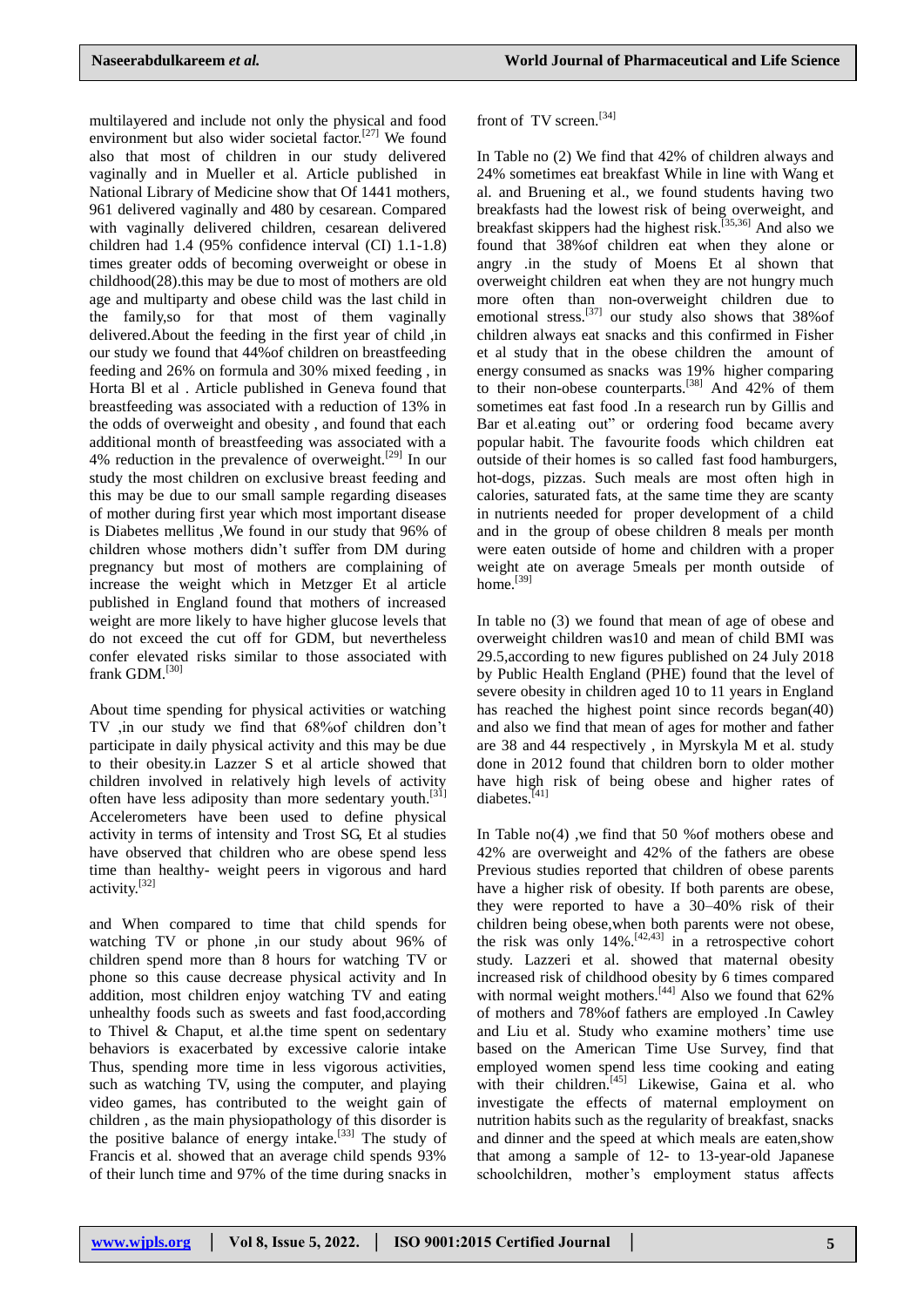multilayered and include not only the physical and food environment but also wider societal factor.[27] We found also that most of children in our study delivered vaginally and in Mueller et al. Article published in National Library of Medicine show that Of 1441 mothers, 961 delivered vaginally and 480 by cesarean. Compared with vaginally delivered children, cesarean delivered children had 1.4 (95% confidence interval (CI) 1.1-1.8) times greater odds of becoming overweight or obese in childhood(28).this may be due to most of mothers are old age and multiparty and obese child was the last child in the family,so for that most of them vaginally delivered.About the feeding in the first year of child ,in our study we found that 44%of children on breastfeeding feeding and 26% on formula and 30% mixed feeding , in Horta Bl et al . Article published in Geneva found that breastfeeding was associated with a reduction of 13% in the odds of overweight and obesity , and found that each additional month of breastfeeding was associated with a 4% reduction in the prevalence of overweight.[29] In our study the most children on exclusive breast feeding and this may be due to our small sample regarding diseases of mother during first year which most important disease is Diabetes mellitus ,We found in our study that 96% of children whose mothers didn't suffer from DM during pregnancy but most of mothers are complaining of increase the weight which in Metzger Et al article published in England found that mothers of increased weight are more likely to have higher glucose levels that do not exceed the cut off for GDM, but nevertheless confer elevated risks similar to those associated with frank GDM.[30]

About time spending for physical activities or watching TV ,in our study we find that 68%of children don't participate in daily physical activity and this may be due to their obesity.in Lazzer S et al article showed that children involved in relatively high levels of activity often have less adiposity than more sedentary youth.[31] Accelerometers have been used to define physical activity in terms of intensity and Trost SG, Et al studies have observed that children who are obese spend less time than healthy- weight peers in vigorous and hard activity.[32]

and When compared to time that child spends for watching TV or phone ,in our study about 96% of children spend more than 8 hours for watching TV or phone so this cause decrease physical activity and In addition, most children enjoy watching TV and eating unhealthy foods such as sweets and fast food,according to Thivel & Chaput, et al.the time spent on sedentary behaviors is exacerbated by excessive calorie intake Thus, spending more time in less vigorous activities, such as watching TV, using the computer, and playing video games, has contributed to the weight gain of children , as the main physiopathology of this disorder is the positive balance of energy intake.[33] The study of Francis et al. showed that an average child spends 93% of their lunch time and 97% of the time during snacks in front of TV screen.[34]

In Table no (2) We find that 42% of children always and 24% sometimes eat breakfast While in line with Wang et al. and Bruening et al., we found students having two breakfasts had the lowest risk of being overweight, and breakfast skippers had the highest risk.[35,36] And also we found that 38%of children eat when they alone or angry .in the study of Moens Et al shown that overweight children eat when they are not hungry much more often than non-overweight children due to emotional stress.[37] our study also shows that 38%of children always eat snacks and this confirmed in Fisher et al study that in the obese children the amount of energy consumed as snacks was 19% higher comparing to their non-obese counterparts.[38] And 42% of them sometimes eat fast food .In a research run by Gillis and Bar et al.eating out" or ordering food became avery popular habit. The favourite foods which children eat outside of their homes is so called fast food hamburgers, hot-dogs, pizzas. Such meals are most often high in calories, saturated fats, at the same time they are scanty in nutrients needed for proper development of a child and in the group of obese children 8 meals per month were eaten outside of home and children with a proper weight ate on average 5meals per month outside of home.[39]

In table no (3) we found that mean of age of obese and overweight children was10 and mean of child BMI was 29.5,according to new figures published on 24 July 2018 by Public Health England (PHE) found that the level of severe obesity in children aged 10 to 11 years in England has reached the highest point since records began(40) and also we find that mean of ages for mother and father are 38 and 44 respectively , in Myrskyla M et al. study done in 2012 found that children born to older mother have high risk of being obese and higher rates of diabetes.[41]

In Table no(4) ,we find that 50 %of mothers obese and 42% are overweight and 42% of the fathers are obese Previous studies reported that children of obese parents have a higher risk of obesity. If both parents are obese, they were reported to have a 30–40% risk of their children being obese,when both parents were not obese, the risk was only 14%.[42,43] in a retrospective cohort study. Lazzeri et al. showed that maternal obesity increased risk of childhood obesity by 6 times compared with normal weight mothers.[44] Also we found that 62% of mothers and 78%of fathers are employed .In Cawley and Liu et al. Study who examine mothers' time use based on the American Time Use Survey, find that employed women spend less time cooking and eating with their children.[45] Likewise, Gaina et al. who investigate the effects of maternal employment on nutrition habits such as the regularity of breakfast, snacks and dinner and the speed at which meals are eaten,show that among a sample of 12- to 13-year-old Japanese schoolchildren, mother's employment status affects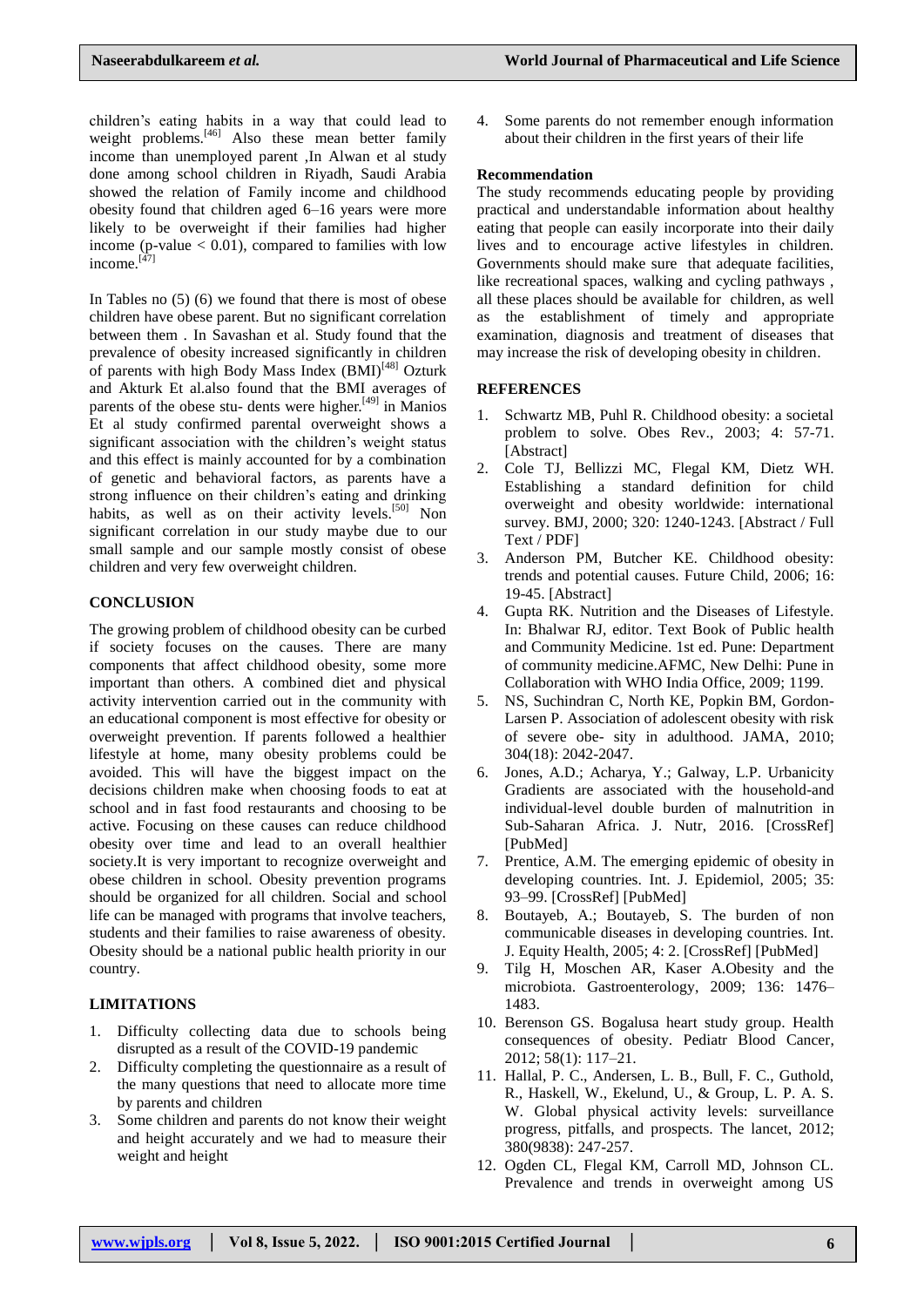children's eating habits in a way that could lead to weight problems.[46] Also these mean better family income than unemployed parent ,In Alwan et al study done among school children in Riyadh, Saudi Arabia showed the relation of Family income and childhood obesity found that children aged 6–16 years were more likely to be overweight if their families had higher income (p-value < 0.01), compared to families with low income.[47]

In Tables no (5) (6) we found that there is most of obese children have obese parent. But no significant correlation between them . In Savashan et al. Study found that the prevalence of obesity increased significantly in children of parents with high Body Mass Index (BMI)[48] Ozturk and Akturk Et al.also found that the BMI averages of parents of the obese stu- dents were higher.[49] in Manios Et al study confirmed parental overweight shows a significant association with the children's weight status and this effect is mainly accounted for by a combination of genetic and behavioral factors, as parents have a strong influence on their children's eating and drinking habits, as well as on their activity levels.[50] Non significant correlation in our study maybe due to our small sample and our sample mostly consist of obese children and very few overweight children.

## CONCLUSION

The growing problem of childhood obesity can be curbed if society focuses on the causes. There are many components that affect childhood obesity, some more important than others. A combined diet and physical activity intervention carried out in the community with an educational component is most effective for obesity or overweight prevention. If parents followed a healthier lifestyle at home, many obesity problems could be avoided. This will have the biggest impact on the decisions children make when choosing foods to eat at school and in fast food restaurants and choosing to be active. Focusing on these causes can reduce childhood obesity over time and lead to an overall healthier society.It is very important to recognize overweight and obese children in school. Obesity prevention programs should be organized for all children. Social and school life can be managed with programs that involve teachers, students and their families to raise awareness of obesity. Obesity should be a national public health priority in our country.

## LIMITATIONS

1. Difficulty collecting data due to schools being disrupted as a result of the COVID-19 pandemic
2. Difficulty completing the questionnaire as a result of the many questions that need to allocate more time by parents and children
3. Some children and parents do not know their weight and height accurately and we had to measure their weight and height
4. Some parents do not remember enough information about their children in the first years of their life

## Recommendation

The study recommends educating people by providing practical and understandable information about healthy eating that people can easily incorporate into their daily lives and to encourage active lifestyles in children. Governments should make sure that adequate facilities, like recreational spaces, walking and cycling pathways , all these places should be available for children, as well as the establishment of timely and appropriate examination, diagnosis and treatment of diseases that may increase the risk of developing obesity in children.

## REFERENCES

1. Schwartz MB, Puhl R. Childhood obesity: a societal problem to solve. Obes Rev., 2003; 4: 57-71. [Abstract]
2. Cole TJ, Bellizzi MC, Flegal KM, Dietz WH. Establishing a standard definition for child overweight and obesity worldwide: international survey. BMJ, 2000; 320: 1240-1243. [Abstract / Full Text / PDF]
3. Anderson PM, Butcher KE. Childhood obesity: trends and potential causes. Future Child, 2006; 16: 19-45. [Abstract]
4. Gupta RK. Nutrition and the Diseases of Lifestyle. In: Bhalwar RJ, editor. Text Book of Public health and Community Medicine. 1st ed. Pune: Department of community medicine.AFMC, New Delhi: Pune in Collaboration with WHO India Office, 2009; 1199.
5. NS, Suchindran C, North KE, Popkin BM, Gordon-Larsen P. Association of adolescent obesity with risk of severe obe- sity in adulthood. JAMA, 2010; 304(18): 2042-2047.
6. Jones, A.D.; Acharya, Y.; Galway, L.P. Urbanicity Gradients are associated with the household-and individual-level double burden of malnutrition in Sub-Saharan Africa. J. Nutr, 2016. [CrossRef] [PubMed]
7. Prentice, A.M. The emerging epidemic of obesity in developing countries. Int. J. Epidemiol, 2005; 35: 93–99. [CrossRef] [PubMed]
8. Boutayeb, A.; Boutayeb, S. The burden of non communicable diseases in developing countries. Int. J. Equity Health, 2005; 4: 2. [CrossRef] [PubMed]
9. Tilg H, Moschen AR, Kaser A.Obesity and the microbiota. Gastroenterology, 2009; 136: 1476–1483.
10. Berenson GS. Bogalusa heart study group. Health consequences of obesity. Pediatr Blood Cancer, 2012; 58(1): 117–21.
11. Hallal, P. C., Andersen, L. B., Bull, F. C., Guthold, R., Haskell, W., Ekelund, U., & Group, L. P. A. S. W. Global physical activity levels: surveillance progress, pitfalls, and prospects. The lancet, 2012; 380(9838): 247-257.
12. Ogden CL, Flegal KM, Carroll MD, Johnson CL. Prevalence and trends in overweight among US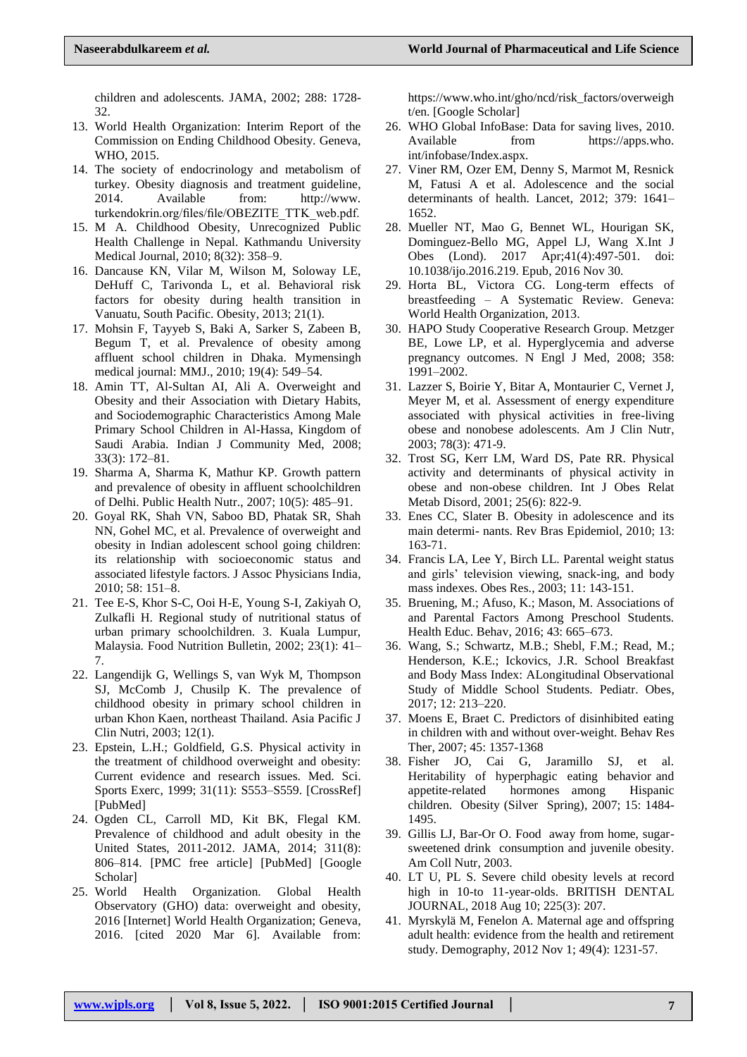children and adolescents. JAMA, 2002; 288: 1728-32.

13. World Health Organization: Interim Report of the Commission on Ending Childhood Obesity. Geneva, WHO, 2015.
14. The society of endocrinology and metabolism of turkey. Obesity diagnosis and treatment guideline, 2014. Available from: http://www.turkendokrin.org/files/file/OBEZITE_TTK_web.pdf.
15. M A. Childhood Obesity, Unrecognized Public Health Challenge in Nepal. Kathmandu University Medical Journal, 2010; 8(32): 358–9.
16. Dancause KN, Vilar M, Wilson M, Soloway LE, DeHuff C, Tarivonda L, et al. Behavioral risk factors for obesity during health transition in Vanuatu, South Pacific. Obesity, 2013; 21(1).
17. Mohsin F, Tayyeb S, Baki A, Sarker S, Zabeen B, Begum T, et al. Prevalence of obesity among affluent school children in Dhaka. Mymensingh medical journal: MMJ., 2010; 19(4): 549–54.
18. Amin TT, Al-Sultan AI, Ali A. Overweight and Obesity and their Association with Dietary Habits, and Sociodemographic Characteristics Among Male Primary School Children in Al-Hassa, Kingdom of Saudi Arabia. Indian J Community Med, 2008; 33(3): 172–81.
19. Sharma A, Sharma K, Mathur KP. Growth pattern and prevalence of obesity in affluent schoolchildren of Delhi. Public Health Nutr., 2007; 10(5): 485–91.
20. Goyal RK, Shah VN, Saboo BD, Phatak SR, Shah NN, Gohel MC, et al. Prevalence of overweight and obesity in Indian adolescent school going children: its relationship with socioeconomic status and associated lifestyle factors. J Assoc Physicians India, 2010; 58: 151–8.
21. Tee E-S, Khor S-C, Ooi H-E, Young S-I, Zakiyah O, Zulkafli H. Regional study of nutritional status of urban primary schoolchildren. 3. Kuala Lumpur, Malaysia. Food Nutrition Bulletin, 2002; 23(1): 41–7.
22. Langendijk G, Wellings S, van Wyk M, Thompson SJ, McComb J, Chusilp K. The prevalence of childhood obesity in primary school children in urban Khon Kaen, northeast Thailand. Asia Pacific J Clin Nutri, 2003; 12(1).
23. Epstein, L.H.; Goldfield, G.S. Physical activity in the treatment of childhood overweight and obesity: Current evidence and research issues. Med. Sci. Sports Exerc, 1999; 31(11): S553–S559. [CrossRef] [PubMed]
24. Ogden CL, Carroll MD, Kit BK, Flegal KM. Prevalence of childhood and adult obesity in the United States, 2011-2012. JAMA, 2014; 311(8): 806–814. [PMC free article] [PubMed] [Google Scholar]
25. World Health Organization. Global Health Observatory (GHO) data: overweight and obesity, 2016 [Internet] World Health Organization; Geneva, 2016. [cited 2020 Mar 6]. Available from: https://www.who.int/gho/ncd/risk_factors/overweight/en. [Google Scholar]
26. WHO Global InfoBase: Data for saving lives, 2010. Available from https://apps.who.int/infobase/Index.aspx.
27. Viner RM, Ozer EM, Denny S, Marmot M, Resnick M, Fatusi A et al. Adolescence and the social determinants of health. Lancet, 2012; 379: 1641–1652.
28. Mueller NT, Mao G, Bennet WL, Hourigan SK, Dominguez-Bello MG, Appel LJ, Wang X.Int J Obes (Lond). 2017 Apr;41(4):497-501. doi: 10.1038/ijo.2016.219. Epub, 2016 Nov 30.
29. Horta BL, Victora CG. Long-term effects of breastfeeding – A Systematic Review. Geneva: World Health Organization, 2013.
30. HAPO Study Cooperative Research Group. Metzger BE, Lowe LP, et al. Hyperglycemia and adverse pregnancy outcomes. N Engl J Med, 2008; 358: 1991–2002.
31. Lazzer S, Boirie Y, Bitar A, Montaurier C, Vernet J, Meyer M, et al. Assessment of energy expenditure associated with physical activities in free-living obese and nonobese adolescents. Am J Clin Nutr, 2003; 78(3): 471-9.
32. Trost SG, Kerr LM, Ward DS, Pate RR. Physical activity and determinants of physical activity in obese and non-obese children. Int J Obes Relat Metab Disord, 2001; 25(6): 822-9.
33. Enes CC, Slater B. Obesity in adolescence and its main determi- nants. Rev Bras Epidemiol, 2010; 13: 163-71.
34. Francis LA, Lee Y, Birch LL. Parental weight status and girls' television viewing, snack-ing, and body mass indexes. Obes Res., 2003; 11: 143-151.
35. Bruening, M.; Afuso, K.; Mason, M. Associations of and Parental Factors Among Preschool Students. Health Educ. Behav, 2016; 43: 665–673.
36. Wang, S.; Schwartz, M.B.; Shebl, F.M.; Read, M.; Henderson, K.E.; Ickovics, J.R. School Breakfast and Body Mass Index: ALongitudinal Observational Study of Middle School Students. Pediatr. Obes, 2017; 12: 213–220.
37. Moens E, Braet C. Predictors of disinhibited eating in children with and without over-weight. Behav Res Ther, 2007; 45: 1357-1368
38. Fisher JO, Cai G, Jaramillo SJ, et al. Heritability of hyperphagic eating behavior and appetite-related hormones among Hispanic children. Obesity (Silver Spring), 2007; 15: 1484-1495.
39. Gillis LJ, Bar-Or O. Food away from home, sugar-sweetened drink consumption and juvenile obesity. Am Coll Nutr, 2003.
40. LT U, PL S. Severe child obesity levels at record high in 10-to 11-year-olds. BRITISH DENTAL JOURNAL, 2018 Aug 10; 225(3): 207.
41. Myrskylä M, Fenelon A. Maternal age and offspring adult health: evidence from the health and retirement study. Demography, 2012 Nov 1; 49(4): 1231-57.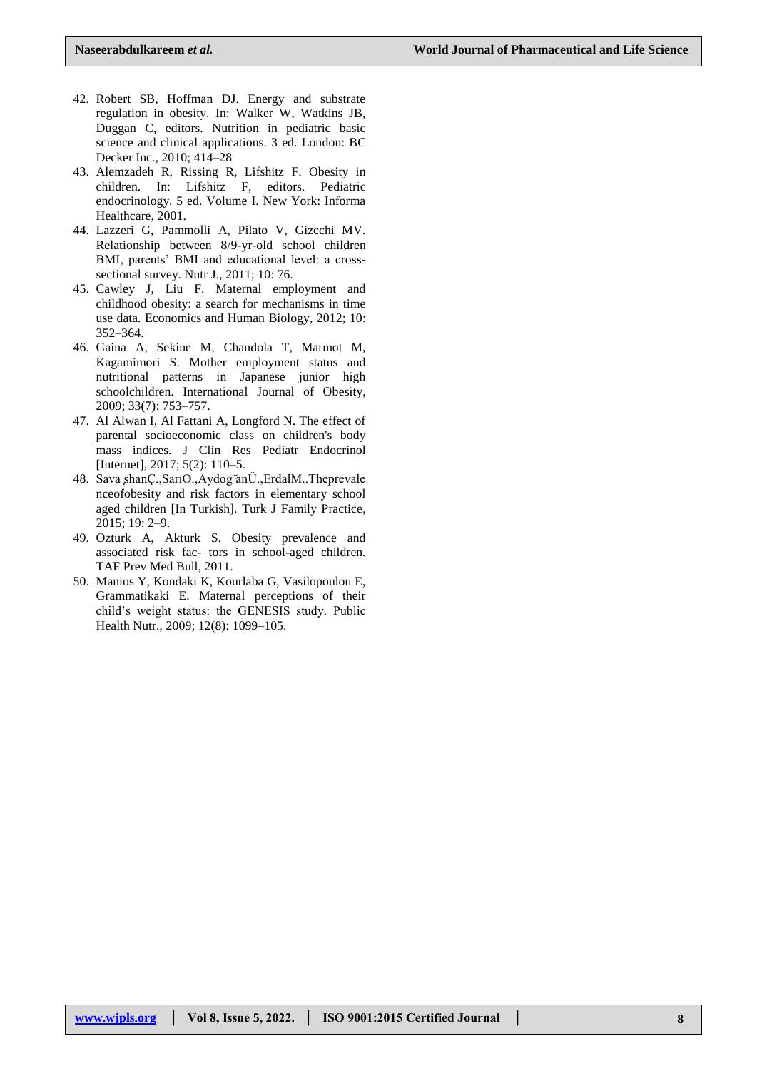42. Robert SB, Hoffman DJ. Energy and substrate regulation in obesity. In: Walker W, Watkins JB, Duggan C, editors. Nutrition in pediatric basic science and clinical applications. 3 ed. London: BC Decker Inc., 2010; 414–28
43. Alemzadeh R, Rissing R, Lifshitz F. Obesity in children. In: Lifshitz F, editors. Pediatric endocrinology. 5 ed. Volume I. New York: Informa Healthcare, 2001.
44. Lazzeri G, Pammolli A, Pilato V, Gizcchi MV. Relationship between 8/9-yr-old school children BMI, parents' BMI and educational level: a cross-sectional survey. Nutr J., 2011; 10: 76.
45. Cawley J, Liu F. Maternal employment and childhood obesity: a search for mechanisms in time use data. Economics and Human Biology, 2012; 10: 352–364.
46. Gaina A, Sekine M, Chandola T, Marmot M, Kagamimori S. Mother employment status and nutritional patterns in Japanese junior high schoolchildren. International Journal of Obesity, 2009; 33(7): 753–757.
47. Al Alwan I, Al Fattani A, Longford N. The effect of parental socioeconomic class on children's body mass indices. J Clin Res Pediatr Endocrinol [Internet], 2017; 5(2): 110–5.
48. Sava ̧shanÇ.,SarıO.,Aydog ̆anÜ.,ErdalM..Theprevalence ofobesity and risk factors in elementary school aged children [In Turkish]. Turk J Family Practice, 2015; 19: 2–9.
49. Ozturk A, Akturk S. Obesity prevalence and associated risk fac- tors in school-aged children. TAF Prev Med Bull, 2011.
50. Manios Y, Kondaki K, Kourlaba G, Vasilopoulou E, Grammatikaki E. Maternal perceptions of their child's weight status: the GENESIS study. Public Health Nutr., 2009; 12(8): 1099–105.